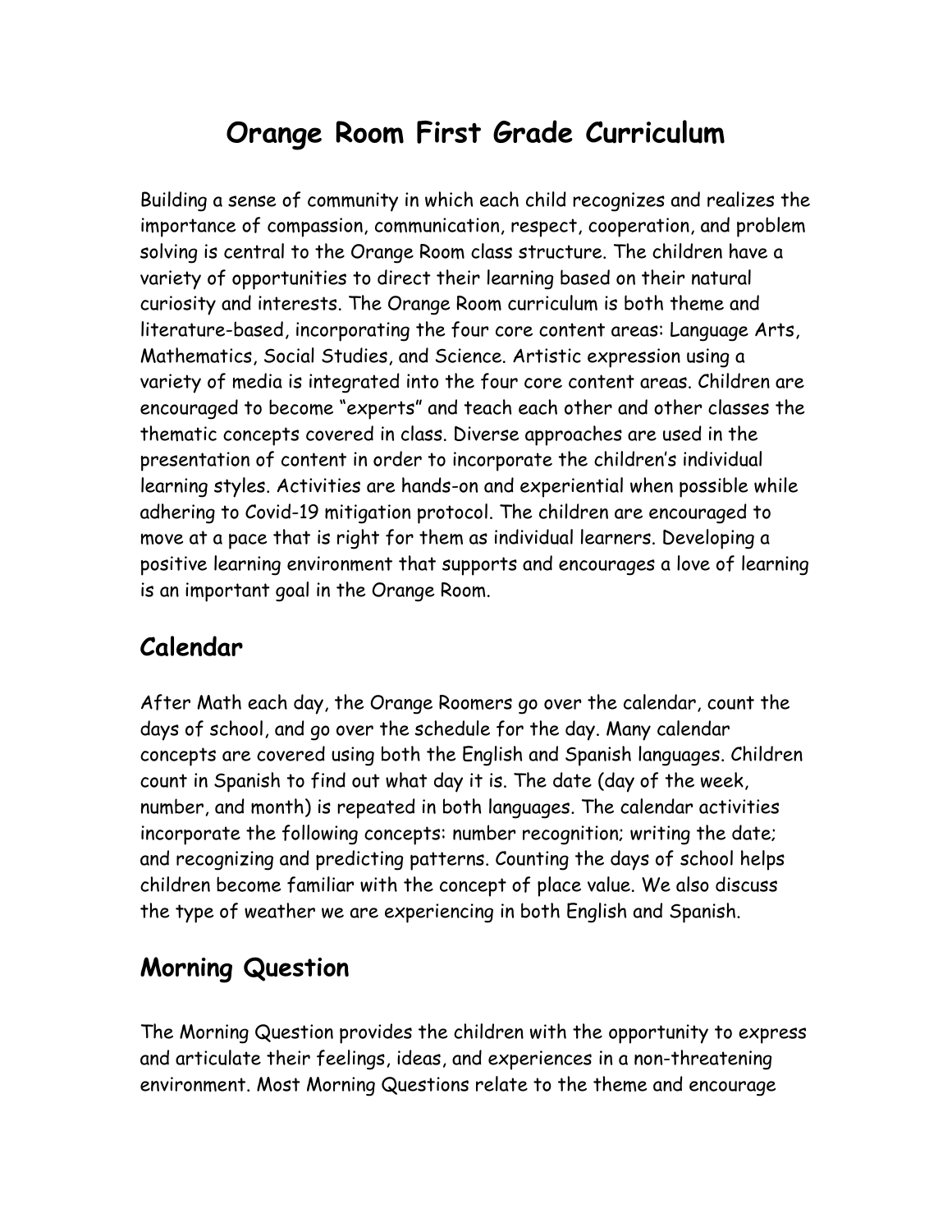# Orange Room First Grade Curriculum

Building a sense of community in which each child recognizes and realizes the importance of compassion, communication, respect, cooperation, and problem solving is central to the Orange Room class structure. The children have a variety of opportunities to direct their learning based on their natural curiosity and interests. The Orange Room curriculum is both theme and literature-based, incorporating the four core content areas: Language Arts, Mathematics, Social Studies, and Science. Artistic expression using a variety of media is integrated into the four core content areas. Children are encouraged to become "experts" and teach each other and other classes the thematic concepts covered in class. Diverse approaches are used in the presentation of content in order to incorporate the children's individual learning styles. Activities are hands-on and experiential when possible while adhering to Covid-19 mitigation protocol. The children are encouraged to move at a pace that is right for them as individual learners. Developing a positive learning environment that supports and encourages a love of learning is an important goal in the Orange Room.

## Calendar

After Math each day, the Orange Roomers go over the calendar, count the days of school, and go over the schedule for the day. Many calendar concepts are covered using both the English and Spanish languages. Children count in Spanish to find out what day it is. The date (day of the week, number, and month) is repeated in both languages. The calendar activities incorporate the following concepts: number recognition; writing the date; and recognizing and predicting patterns. Counting the days of school helps children become familiar with the concept of place value. We also discuss the type of weather we are experiencing in both English and Spanish.

## Morning Question

The Morning Question provides the children with the opportunity to express and articulate their feelings, ideas, and experiences in a non-threatening environment. Most Morning Questions relate to the theme and encourage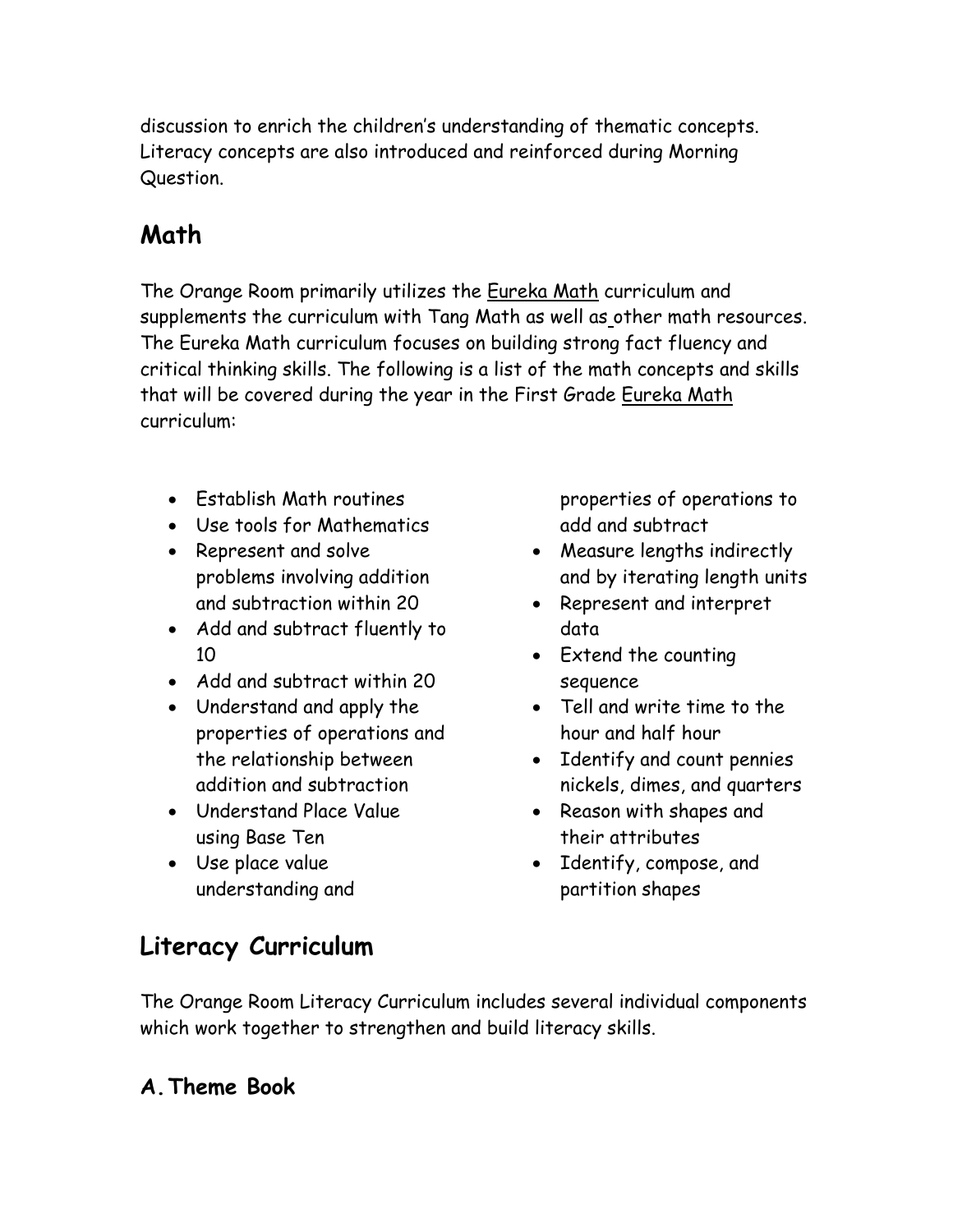discussion to enrich the children's understanding of thematic concepts. Literacy concepts are also introduced and reinforced during Morning Question.

## Math

The Orange Room primarily utilizes the Eureka Math curriculum and supplements the curriculum with Tang Math as well as other math resources. The Eureka Math curriculum focuses on building strong fact fluency and critical thinking skills. The following is a list of the math concepts and skills that will be covered during the year in the First Grade Eureka Math curriculum:

- Establish Math routines
- Use tools for Mathematics
- Represent and solve problems involving addition and subtraction within 20
- Add and subtract fluently to 10
- Add and subtract within 20
- Understand and apply the properties of operations and the relationship between addition and subtraction
- Understand Place Value using Base Ten
- Use place value understanding and properties of operations to add and subtract
- Measure lengths indirectly and by iterating length units
- Represent and interpret data
- Extend the counting sequence
- Tell and write time to the hour and half hour
- Identify and count pennies nickels, dimes, and quarters
- Reason with shapes and their attributes
- Identify, compose, and partition shapes

## Literacy Curriculum

The Orange Room Literacy Curriculum includes several individual components which work together to strengthen and build literacy skills.

### A. Theme Book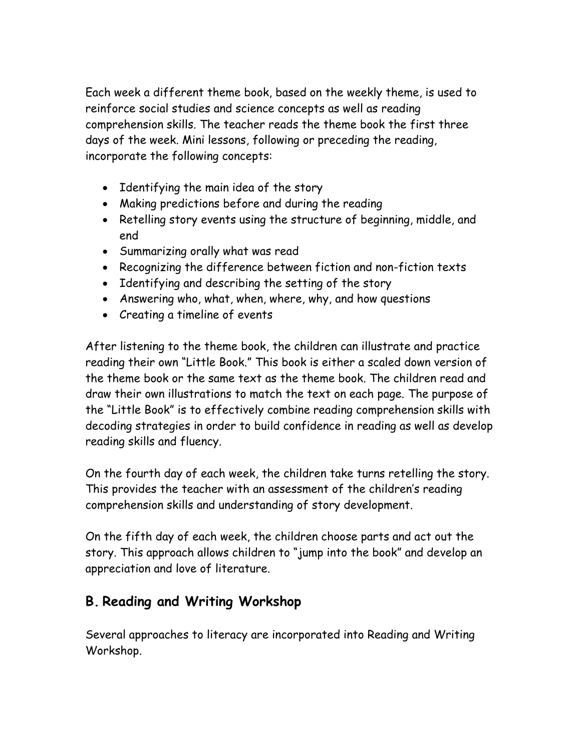Each week a different theme book, based on the weekly theme, is used to reinforce social studies and science concepts as well as reading comprehension skills. The teacher reads the theme book the first three days of the week. Mini lessons, following or preceding the reading, incorporate the following concepts:

- Identifying the main idea of the story
- Making predictions before and during the reading
- Retelling story events using the structure of beginning, middle, and end
- Summarizing orally what was read
- Recognizing the difference between fiction and non-fiction texts
- Identifying and describing the setting of the story
- Answering who, what, when, where, why, and how questions
- Creating a timeline of events

After listening to the theme book, the children can illustrate and practice reading their own "Little Book." This book is either a scaled down version of the theme book or the same text as the theme book. The children read and draw their own illustrations to match the text on each page. The purpose of the "Little Book" is to effectively combine reading comprehension skills with decoding strategies in order to build confidence in reading as well as develop reading skills and fluency.

On the fourth day of each week, the children take turns retelling the story. This provides the teacher with an assessment of the children's reading comprehension skills and understanding of story development.

On the fifth day of each week, the children choose parts and act out the story. This approach allows children to "jump into the book" and develop an appreciation and love of literature.

## B. Reading and Writing Workshop

Several approaches to literacy are incorporated into Reading and Writing Workshop.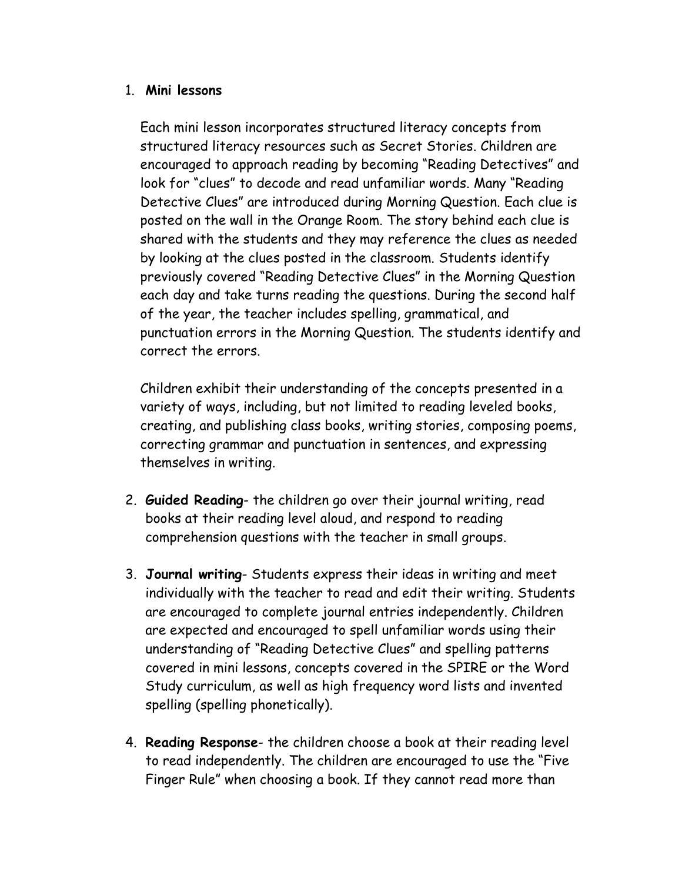1. **Mini lessons**

   Each mini lesson incorporates structured literacy concepts from structured literacy resources such as Secret Stories. Children are encouraged to approach reading by becoming "Reading Detectives" and look for "clues" to decode and read unfamiliar words. Many "Reading Detective Clues" are introduced during Morning Question. Each clue is posted on the wall in the Orange Room. The story behind each clue is shared with the students and they may reference the clues as needed by looking at the clues posted in the classroom. Students identify previously covered "Reading Detective Clues" in the Morning Question each day and take turns reading the questions. During the second half of the year, the teacher includes spelling, grammatical, and punctuation errors in the Morning Question. The students identify and correct the errors.

   Children exhibit their understanding of the concepts presented in a variety of ways, including, but not limited to reading leveled books, creating, and publishing class books, writing stories, composing poems, correcting grammar and punctuation in sentences, and expressing themselves in writing.

2. **Guided Reading**- the children go over their journal writing, read books at their reading level aloud, and respond to reading comprehension questions with the teacher in small groups.

3. **Journal writing**- Students express their ideas in writing and meet individually with the teacher to read and edit their writing. Students are encouraged to complete journal entries independently. Children are expected and encouraged to spell unfamiliar words using their understanding of "Reading Detective Clues" and spelling patterns covered in mini lessons, concepts covered in the SPIRE or the Word Study curriculum, as well as high frequency word lists and invented spelling (spelling phonetically).

4. **Reading Response**- the children choose a book at their reading level to read independently. The children are encouraged to use the "Five Finger Rule" when choosing a book. If they cannot read more than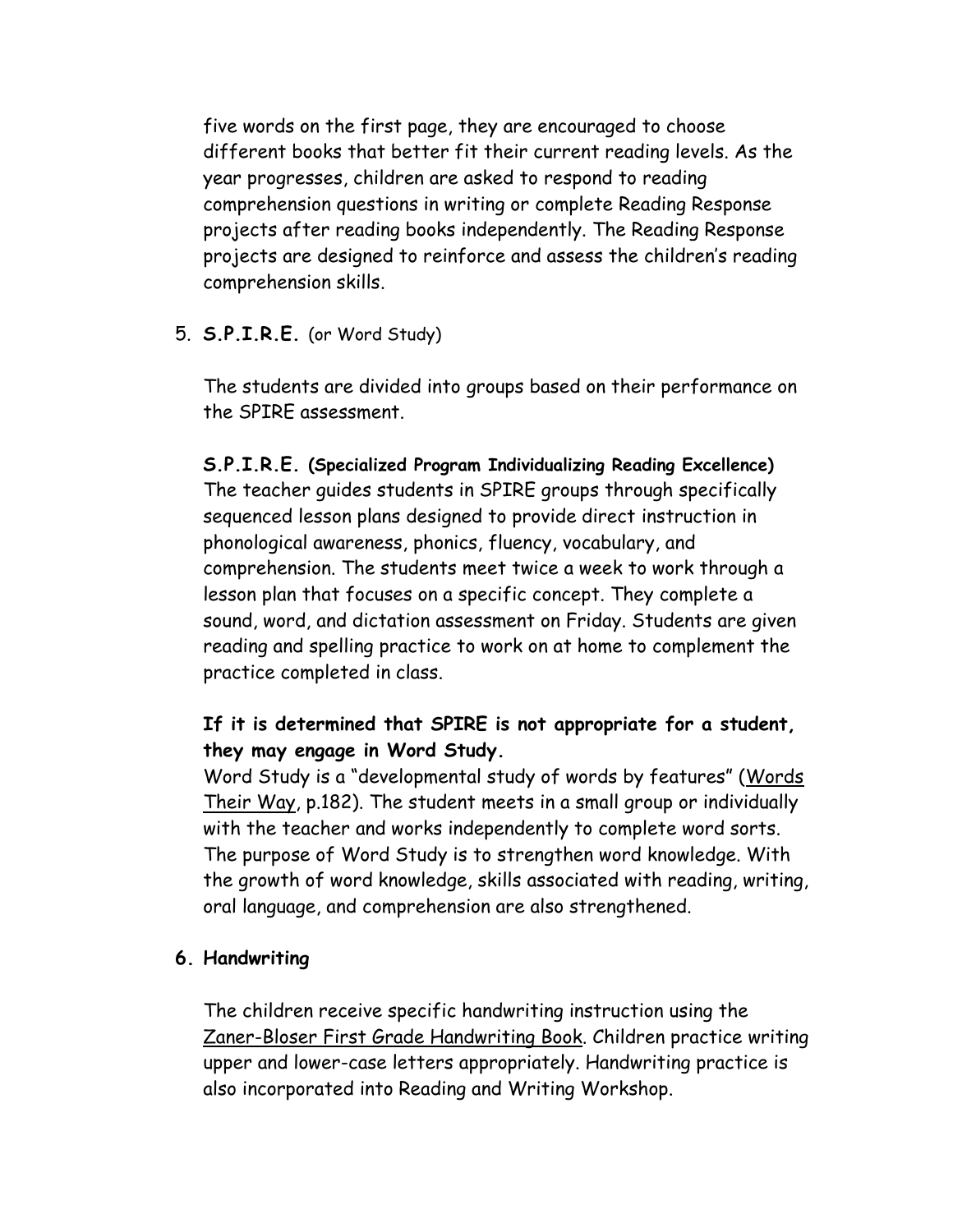five words on the first page, they are encouraged to choose different books that better fit their current reading levels. As the year progresses, children are asked to respond to reading comprehension questions in writing or complete Reading Response projects after reading books independently. The Reading Response projects are designed to reinforce and assess the children's reading comprehension skills.

5. **S.P.I.R.E.** (or Word Study)

   The students are divided into groups based on their performance on the SPIRE assessment.

   **S.P.I.R.E. (Specialized Program Individualizing Reading Excellence)**
   The teacher guides students in SPIRE groups through specifically sequenced lesson plans designed to provide direct instruction in phonological awareness, phonics, fluency, vocabulary, and comprehension. The students meet twice a week to work through a lesson plan that focuses on a specific concept. They complete a sound, word, and dictation assessment on Friday. Students are given reading and spelling practice to work on at home to complement the practice completed in class.

   **If it is determined that SPIRE is not appropriate for a student, they may engage in Word Study.**
   Word Study is a "developmental study of words by features" (Words Their Way, p.182). The student meets in a small group or individually with the teacher and works independently to complete word sorts. The purpose of Word Study is to strengthen word knowledge. With the growth of word knowledge, skills associated with reading, writing, oral language, and comprehension are also strengthened.

6. **Handwriting**

   The children receive specific handwriting instruction using the Zaner-Bloser First Grade Handwriting Book. Children practice writing upper and lower-case letters appropriately. Handwriting practice is also incorporated into Reading and Writing Workshop.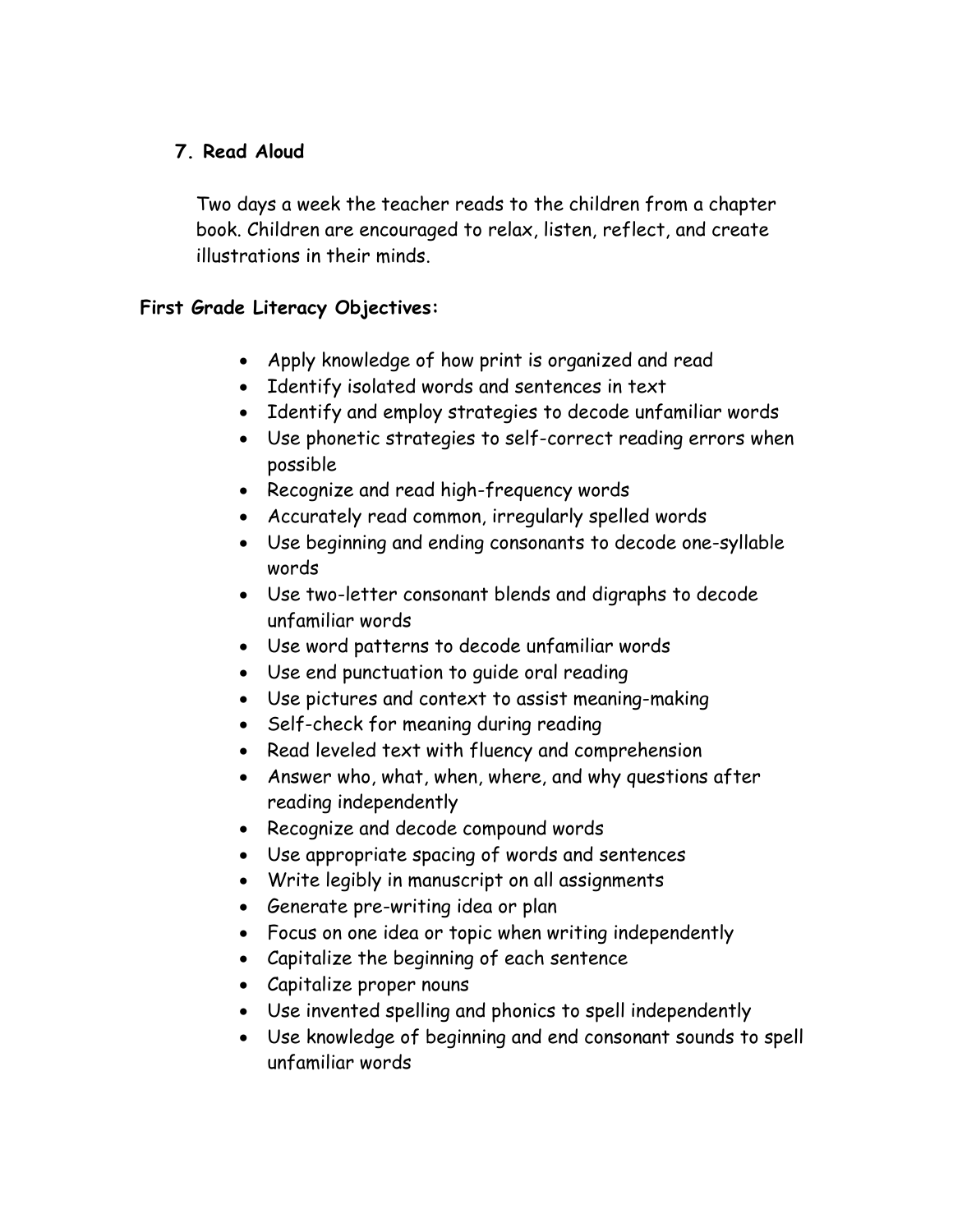**7. Read Aloud**

Two days a week the teacher reads to the children from a chapter book. Children are encouraged to relax, listen, reflect, and create illustrations in their minds.

**First Grade Literacy Objectives:**

- Apply knowledge of how print is organized and read
- Identify isolated words and sentences in text
- Identify and employ strategies to decode unfamiliar words
- Use phonetic strategies to self-correct reading errors when possible
- Recognize and read high-frequency words
- Accurately read common, irregularly spelled words
- Use beginning and ending consonants to decode one-syllable words
- Use two-letter consonant blends and digraphs to decode unfamiliar words
- Use word patterns to decode unfamiliar words
- Use end punctuation to guide oral reading
- Use pictures and context to assist meaning-making
- Self-check for meaning during reading
- Read leveled text with fluency and comprehension
- Answer who, what, when, where, and why questions after reading independently
- Recognize and decode compound words
- Use appropriate spacing of words and sentences
- Write legibly in manuscript on all assignments
- Generate pre-writing idea or plan
- Focus on one idea or topic when writing independently
- Capitalize the beginning of each sentence
- Capitalize proper nouns
- Use invented spelling and phonics to spell independently
- Use knowledge of beginning and end consonant sounds to spell unfamiliar words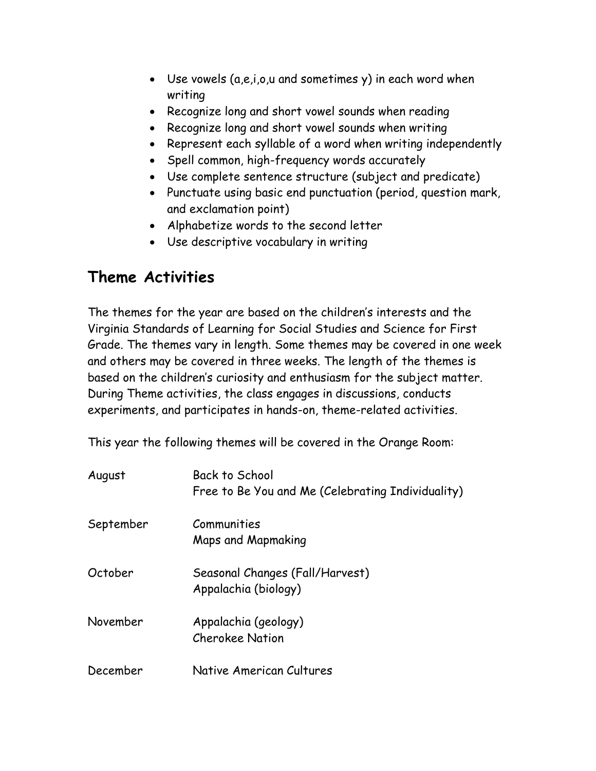- Use vowels (a,e,i,o,u and sometimes y) in each word when writing
- Recognize long and short vowel sounds when reading
- Recognize long and short vowel sounds when writing
- Represent each syllable of a word when writing independently
- Spell common, high-frequency words accurately
- Use complete sentence structure (subject and predicate)
- Punctuate using basic end punctuation (period, question mark, and exclamation point)
- Alphabetize words to the second letter
- Use descriptive vocabulary in writing

## Theme Activities

The themes for the year are based on the children's interests and the Virginia Standards of Learning for Social Studies and Science for First Grade. The themes vary in length. Some themes may be covered in one week and others may be covered in three weeks. The length of the themes is based on the children's curiosity and enthusiasm for the subject matter. During Theme activities, the class engages in discussions, conducts experiments, and participates in hands-on, theme-related activities.

This year the following themes will be covered in the Orange Room:

| Month | Themes |
|---|---|
| August | Back to School<br>Free to Be You and Me (Celebrating Individuality) |
| September | Communities<br>Maps and Mapmaking |
| October | Seasonal Changes (Fall/Harvest)<br>Appalachia (biology) |
| November | Appalachia (geology)<br>Cherokee Nation |
| December | Native American Cultures |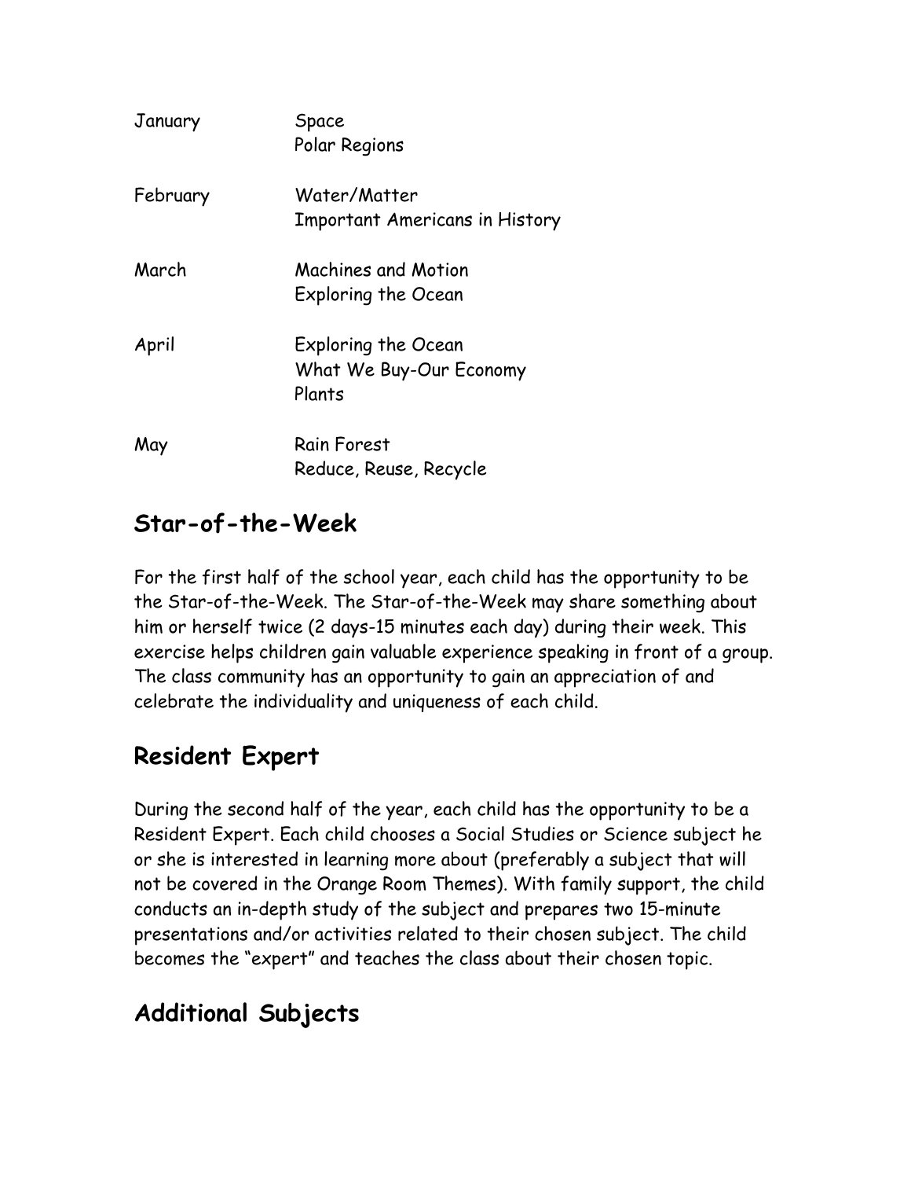| | |
|---|---|
| January | Space<br>Polar Regions |
| February | Water/Matter<br>Important Americans in History |
| March | Machines and Motion<br>Exploring the Ocean |
| April | Exploring the Ocean<br>What We Buy-Our Economy<br>Plants |
| May | Rain Forest<br>Reduce, Reuse, Recycle |

## Star-of-the-Week

For the first half of the school year, each child has the opportunity to be the Star-of-the-Week. The Star-of-the-Week may share something about him or herself twice (2 days-15 minutes each day) during their week. This exercise helps children gain valuable experience speaking in front of a group. The class community has an opportunity to gain an appreciation of and celebrate the individuality and uniqueness of each child.

## Resident Expert

During the second half of the year, each child has the opportunity to be a Resident Expert. Each child chooses a Social Studies or Science subject he or she is interested in learning more about (preferably a subject that will not be covered in the Orange Room Themes). With family support, the child conducts an in-depth study of the subject and prepares two 15-minute presentations and/or activities related to their chosen subject. The child becomes the "expert" and teaches the class about their chosen topic.

## Additional Subjects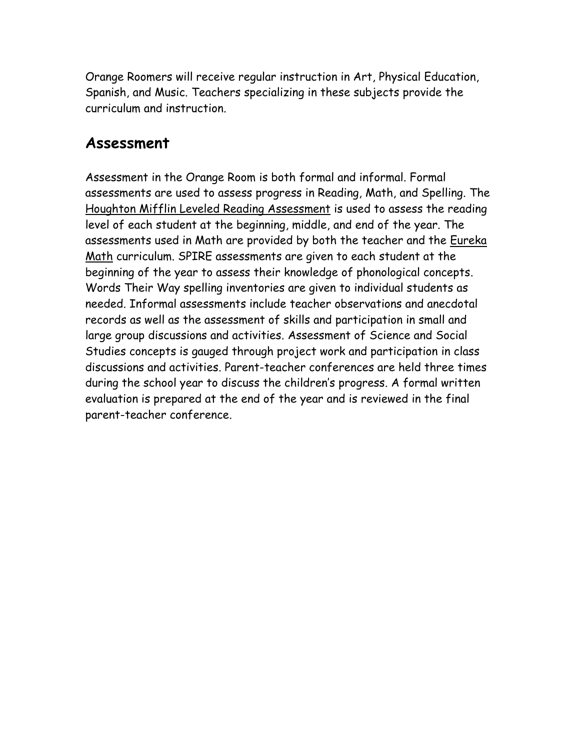Orange Roomers will receive regular instruction in Art, Physical Education, Spanish, and Music. Teachers specializing in these subjects provide the curriculum and instruction.

## Assessment

Assessment in the Orange Room is both formal and informal. Formal assessments are used to assess progress in Reading, Math, and Spelling. The Houghton Mifflin Leveled Reading Assessment is used to assess the reading level of each student at the beginning, middle, and end of the year. The assessments used in Math are provided by both the teacher and the Eureka Math curriculum. SPIRE assessments are given to each student at the beginning of the year to assess their knowledge of phonological concepts. Words Their Way spelling inventories are given to individual students as needed. Informal assessments include teacher observations and anecdotal records as well as the assessment of skills and participation in small and large group discussions and activities. Assessment of Science and Social Studies concepts is gauged through project work and participation in class discussions and activities. Parent-teacher conferences are held three times during the school year to discuss the children's progress. A formal written evaluation is prepared at the end of the year and is reviewed in the final parent-teacher conference.